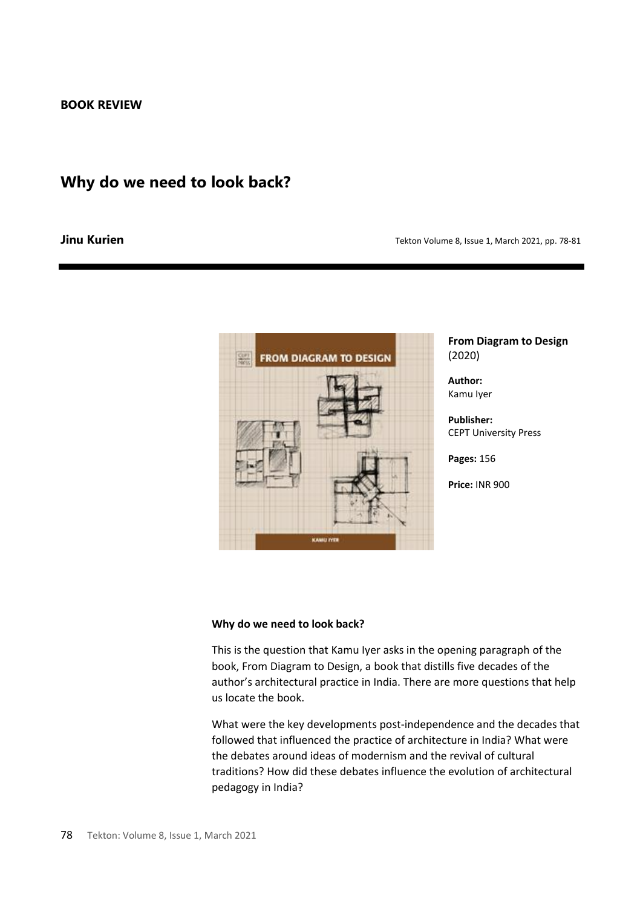**BOOK REVIEW**

# Why do we need to look back?

**Jinu Kurien**

Tekton Volume 8, Issue 1, March 2021, pp. 78-81

**From Diagram to Design** (2020)

**Author:**
Kamu Iyer

**Publisher:**
CEPT University Press

**Pages:** 156

**Price:** INR 900

**Why do we need to look back?**

This is the question that Kamu Iyer asks in the opening paragraph of the book, From Diagram to Design, a book that distills five decades of the author's architectural practice in India. There are more questions that help us locate the book.

What were the key developments post-independence and the decades that followed that influenced the practice of architecture in India? What were the debates around ideas of modernism and the revival of cultural traditions? How did these debates influence the evolution of architectural pedagogy in India?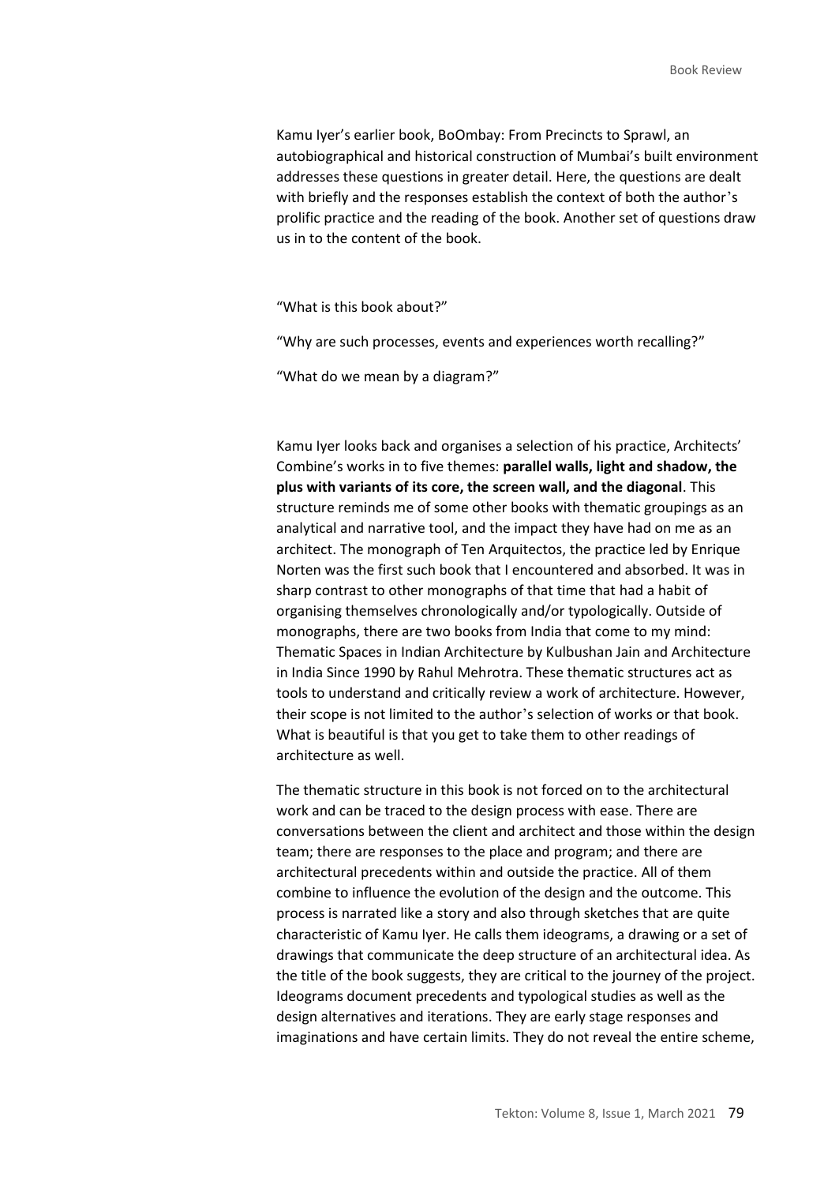Kamu Iyer's earlier book, BoOmbay: From Precincts to Sprawl, an autobiographical and historical construction of Mumbai's built environment addresses these questions in greater detail. Here, the questions are dealt with briefly and the responses establish the context of both the author's prolific practice and the reading of the book. Another set of questions draw us in to the content of the book.

"What is this book about?"

"Why are such processes, events and experiences worth recalling?"

"What do we mean by a diagram?"

Kamu Iyer looks back and organises a selection of his practice, Architects' Combine's works in to five themes: **parallel walls, light and shadow, the plus with variants of its core, the screen wall, and the diagonal**. This structure reminds me of some other books with thematic groupings as an analytical and narrative tool, and the impact they have had on me as an architect. The monograph of Ten Arquitectos, the practice led by Enrique Norten was the first such book that I encountered and absorbed. It was in sharp contrast to other monographs of that time that had a habit of organising themselves chronologically and/or typologically. Outside of monographs, there are two books from India that come to my mind: Thematic Spaces in Indian Architecture by Kulbushan Jain and Architecture in India Since 1990 by Rahul Mehrotra. These thematic structures act as tools to understand and critically review a work of architecture. However, their scope is not limited to the author's selection of works or that book. What is beautiful is that you get to take them to other readings of architecture as well.

The thematic structure in this book is not forced on to the architectural work and can be traced to the design process with ease. There are conversations between the client and architect and those within the design team; there are responses to the place and program; and there are architectural precedents within and outside the practice. All of them combine to influence the evolution of the design and the outcome. This process is narrated like a story and also through sketches that are quite characteristic of Kamu Iyer. He calls them ideograms, a drawing or a set of drawings that communicate the deep structure of an architectural idea. As the title of the book suggests, they are critical to the journey of the project. Ideograms document precedents and typological studies as well as the design alternatives and iterations. They are early stage responses and imaginations and have certain limits. They do not reveal the entire scheme,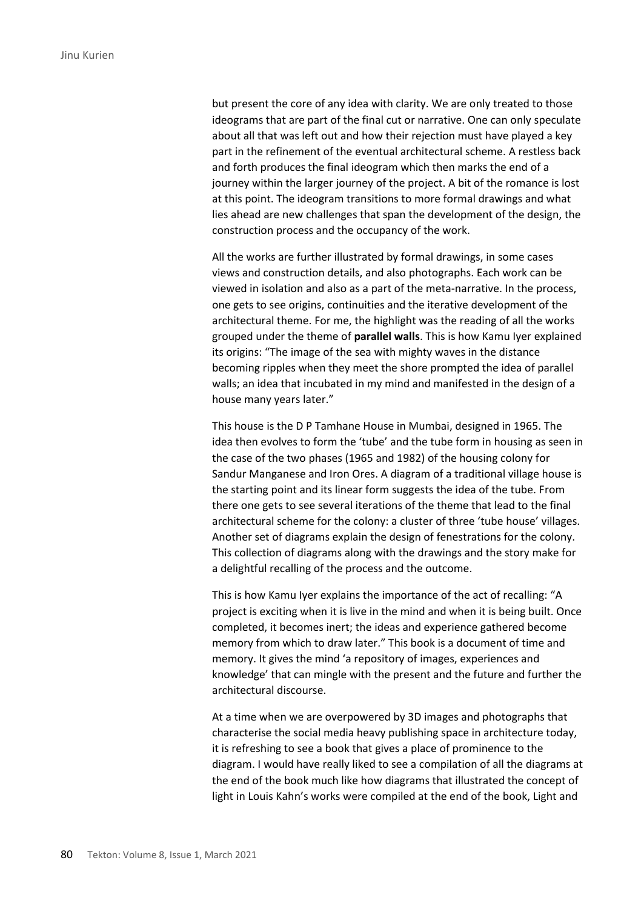but present the core of any idea with clarity. We are only treated to those ideograms that are part of the final cut or narrative. One can only speculate about all that was left out and how their rejection must have played a key part in the refinement of the eventual architectural scheme. A restless back and forth produces the final ideogram which then marks the end of a journey within the larger journey of the project. A bit of the romance is lost at this point. The ideogram transitions to more formal drawings and what lies ahead are new challenges that span the development of the design, the construction process and the occupancy of the work.

All the works are further illustrated by formal drawings, in some cases views and construction details, and also photographs. Each work can be viewed in isolation and also as a part of the meta-narrative. In the process, one gets to see origins, continuities and the iterative development of the architectural theme. For me, the highlight was the reading of all the works grouped under the theme of **parallel walls**. This is how Kamu Iyer explained its origins: "The image of the sea with mighty waves in the distance becoming ripples when they meet the shore prompted the idea of parallel walls; an idea that incubated in my mind and manifested in the design of a house many years later."

This house is the D P Tamhane House in Mumbai, designed in 1965. The idea then evolves to form the 'tube' and the tube form in housing as seen in the case of the two phases (1965 and 1982) of the housing colony for Sandur Manganese and Iron Ores. A diagram of a traditional village house is the starting point and its linear form suggests the idea of the tube. From there one gets to see several iterations of the theme that lead to the final architectural scheme for the colony: a cluster of three 'tube house' villages. Another set of diagrams explain the design of fenestrations for the colony. This collection of diagrams along with the drawings and the story make for a delightful recalling of the process and the outcome.

This is how Kamu Iyer explains the importance of the act of recalling: "A project is exciting when it is live in the mind and when it is being built. Once completed, it becomes inert; the ideas and experience gathered become memory from which to draw later." This book is a document of time and memory. It gives the mind 'a repository of images, experiences and knowledge' that can mingle with the present and the future and further the architectural discourse.

At a time when we are overpowered by 3D images and photographs that characterise the social media heavy publishing space in architecture today, it is refreshing to see a book that gives a place of prominence to the diagram. I would have really liked to see a compilation of all the diagrams at the end of the book much like how diagrams that illustrated the concept of light in Louis Kahn's works were compiled at the end of the book, Light and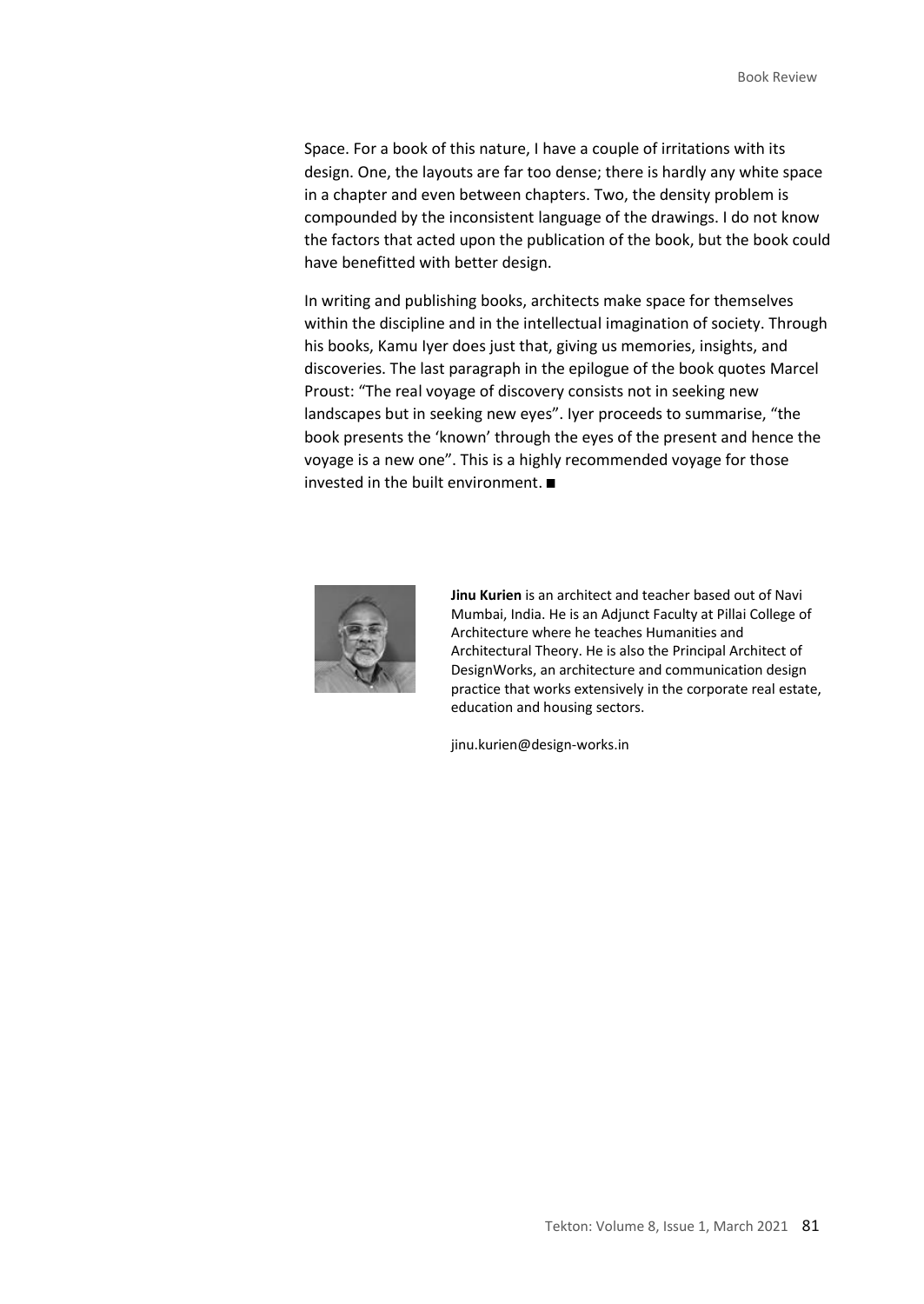Space. For a book of this nature, I have a couple of irritations with its design. One, the layouts are far too dense; there is hardly any white space in a chapter and even between chapters. Two, the density problem is compounded by the inconsistent language of the drawings. I do not know the factors that acted upon the publication of the book, but the book could have benefitted with better design.

In writing and publishing books, architects make space for themselves within the discipline and in the intellectual imagination of society. Through his books, Kamu Iyer does just that, giving us memories, insights, and discoveries. The last paragraph in the epilogue of the book quotes Marcel Proust: "The real voyage of discovery consists not in seeking new landscapes but in seeking new eyes". Iyer proceeds to summarise, "the book presents the 'known' through the eyes of the present and hence the voyage is a new one". This is a highly recommended voyage for those invested in the built environment. ■

**Jinu Kurien** is an architect and teacher based out of Navi Mumbai, India. He is an Adjunct Faculty at Pillai College of Architecture where he teaches Humanities and Architectural Theory. He is also the Principal Architect of DesignWorks, an architecture and communication design practice that works extensively in the corporate real estate, education and housing sectors.

jinu.kurien@design-works.in